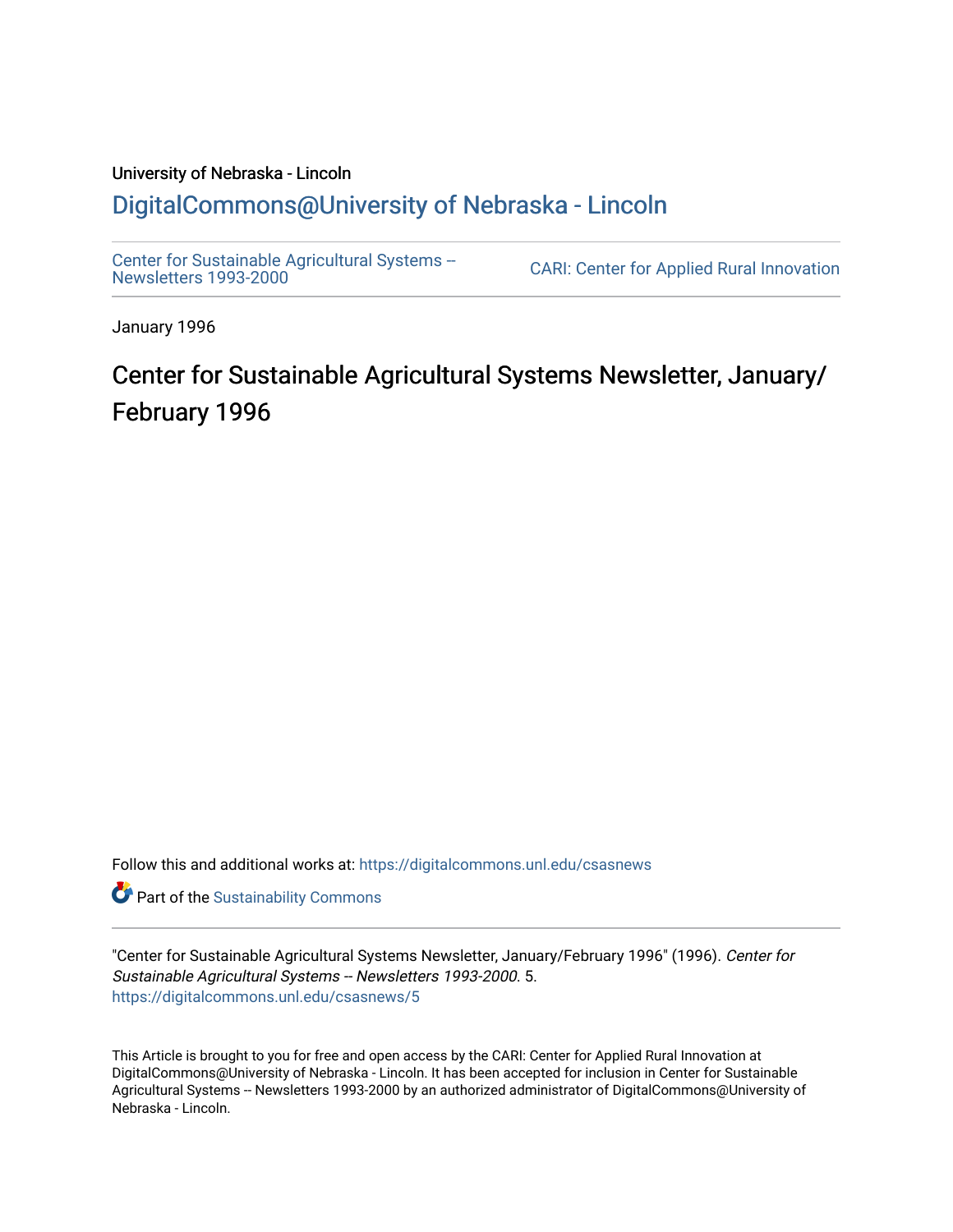University of Nebraska - Lincoln

## DigitalCommons@University of Nebraska - Lincoln

Center for Sustainable Agricultural Systems -- Newsletters 1993-2000

CARI: Center for Applied Rural Innovation

January 1996

# Center for Sustainable Agricultural Systems Newsletter, January/February 1996

Follow this and additional works at: https://digitalcommons.unl.edu/csasnews

Part of the Sustainability Commons

"Center for Sustainable Agricultural Systems Newsletter, January/February 1996" (1996). *Center for Sustainable Agricultural Systems -- Newsletters 1993-2000*. 5.
https://digitalcommons.unl.edu/csasnews/5

This Article is brought to you for free and open access by the CARI: Center for Applied Rural Innovation at DigitalCommons@University of Nebraska - Lincoln. It has been accepted for inclusion in Center for Sustainable Agricultural Systems -- Newsletters 1993-2000 by an authorized administrator of DigitalCommons@University of Nebraska - Lincoln.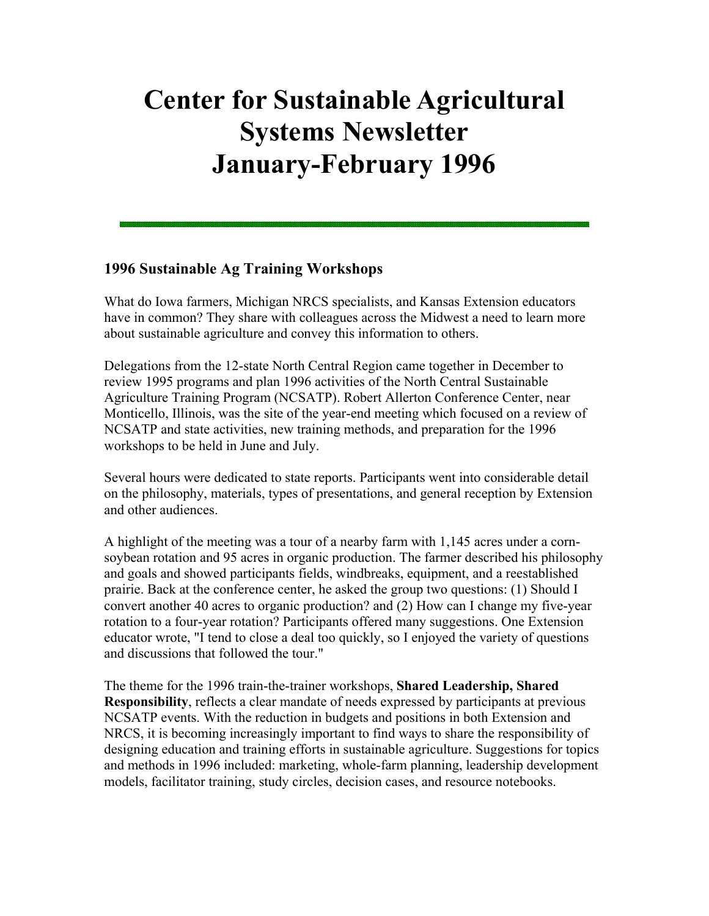# Center for Sustainable Agricultural Systems Newsletter January-February 1996

## 1996 Sustainable Ag Training Workshops

What do Iowa farmers, Michigan NRCS specialists, and Kansas Extension educators have in common? They share with colleagues across the Midwest a need to learn more about sustainable agriculture and convey this information to others.

Delegations from the 12-state North Central Region came together in December to review 1995 programs and plan 1996 activities of the North Central Sustainable Agriculture Training Program (NCSATP). Robert Allerton Conference Center, near Monticello, Illinois, was the site of the year-end meeting which focused on a review of NCSATP and state activities, new training methods, and preparation for the 1996 workshops to be held in June and July.

Several hours were dedicated to state reports. Participants went into considerable detail on the philosophy, materials, types of presentations, and general reception by Extension and other audiences.

A highlight of the meeting was a tour of a nearby farm with 1,145 acres under a corn-soybean rotation and 95 acres in organic production. The farmer described his philosophy and goals and showed participants fields, windbreaks, equipment, and a reestablished prairie. Back at the conference center, he asked the group two questions: (1) Should I convert another 40 acres to organic production? and (2) How can I change my five-year rotation to a four-year rotation? Participants offered many suggestions. One Extension educator wrote, "I tend to close a deal too quickly, so I enjoyed the variety of questions and discussions that followed the tour."

The theme for the 1996 train-the-trainer workshops, **Shared Leadership, Shared Responsibility**, reflects a clear mandate of needs expressed by participants at previous NCSATP events. With the reduction in budgets and positions in both Extension and NRCS, it is becoming increasingly important to find ways to share the responsibility of designing education and training efforts in sustainable agriculture. Suggestions for topics and methods in 1996 included: marketing, whole-farm planning, leadership development models, facilitator training, study circles, decision cases, and resource notebooks.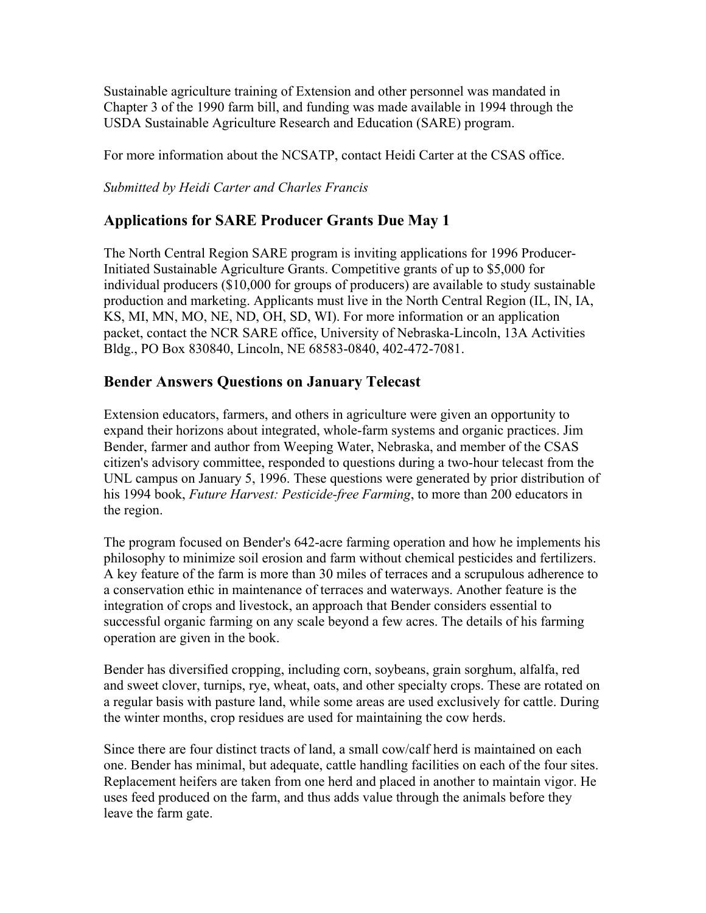Sustainable agriculture training of Extension and other personnel was mandated in Chapter 3 of the 1990 farm bill, and funding was made available in 1994 through the USDA Sustainable Agriculture Research and Education (SARE) program.

For more information about the NCSATP, contact Heidi Carter at the CSAS office.

*Submitted by Heidi Carter and Charles Francis*

## Applications for SARE Producer Grants Due May 1

The North Central Region SARE program is inviting applications for 1996 Producer-Initiated Sustainable Agriculture Grants. Competitive grants of up to $5,000 for individual producers ($10,000 for groups of producers) are available to study sustainable production and marketing. Applicants must live in the North Central Region (IL, IN, IA, KS, MI, MN, MO, NE, ND, OH, SD, WI). For more information or an application packet, contact the NCR SARE office, University of Nebraska-Lincoln, 13A Activities Bldg., PO Box 830840, Lincoln, NE 68583-0840, 402-472-7081.

## Bender Answers Questions on January Telecast

Extension educators, farmers, and others in agriculture were given an opportunity to expand their horizons about integrated, whole-farm systems and organic practices. Jim Bender, farmer and author from Weeping Water, Nebraska, and member of the CSAS citizen's advisory committee, responded to questions during a two-hour telecast from the UNL campus on January 5, 1996. These questions were generated by prior distribution of his 1994 book, *Future Harvest: Pesticide-free Farming*, to more than 200 educators in the region.

The program focused on Bender's 642-acre farming operation and how he implements his philosophy to minimize soil erosion and farm without chemical pesticides and fertilizers. A key feature of the farm is more than 30 miles of terraces and a scrupulous adherence to a conservation ethic in maintenance of terraces and waterways. Another feature is the integration of crops and livestock, an approach that Bender considers essential to successful organic farming on any scale beyond a few acres. The details of his farming operation are given in the book.

Bender has diversified cropping, including corn, soybeans, grain sorghum, alfalfa, red and sweet clover, turnips, rye, wheat, oats, and other specialty crops. These are rotated on a regular basis with pasture land, while some areas are used exclusively for cattle. During the winter months, crop residues are used for maintaining the cow herds.

Since there are four distinct tracts of land, a small cow/calf herd is maintained on each one. Bender has minimal, but adequate, cattle handling facilities on each of the four sites. Replacement heifers are taken from one herd and placed in another to maintain vigor. He uses feed produced on the farm, and thus adds value through the animals before they leave the farm gate.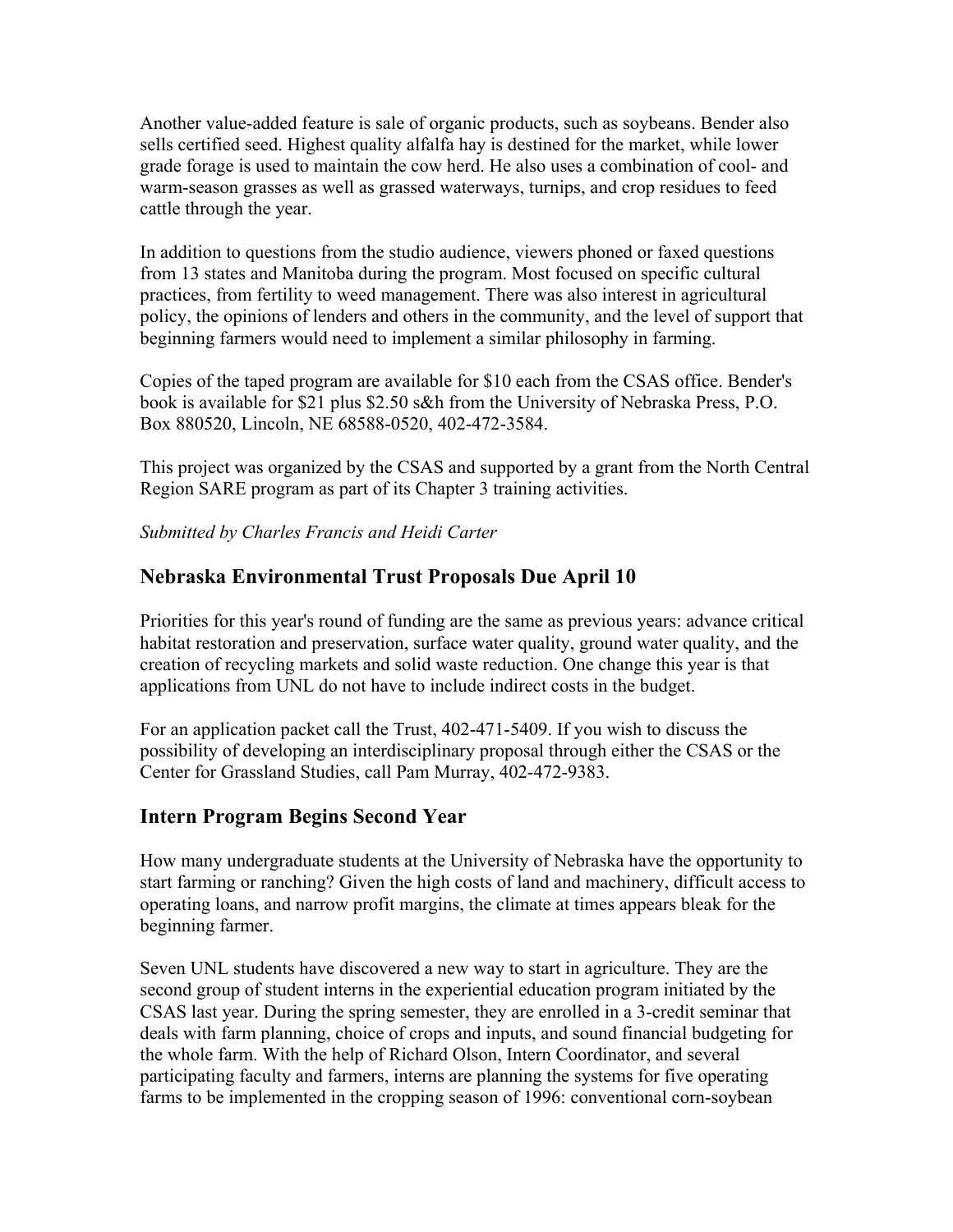Another value-added feature is sale of organic products, such as soybeans. Bender also sells certified seed. Highest quality alfalfa hay is destined for the market, while lower grade forage is used to maintain the cow herd. He also uses a combination of cool- and warm-season grasses as well as grassed waterways, turnips, and crop residues to feed cattle through the year.

In addition to questions from the studio audience, viewers phoned or faxed questions from 13 states and Manitoba during the program. Most focused on specific cultural practices, from fertility to weed management. There was also interest in agricultural policy, the opinions of lenders and others in the community, and the level of support that beginning farmers would need to implement a similar philosophy in farming.

Copies of the taped program are available for $10 each from the CSAS office. Bender's book is available for $21 plus $2.50 s&h from the University of Nebraska Press, P.O. Box 880520, Lincoln, NE 68588-0520, 402-472-3584.

This project was organized by the CSAS and supported by a grant from the North Central Region SARE program as part of its Chapter 3 training activities.

*Submitted by Charles Francis and Heidi Carter*

## Nebraska Environmental Trust Proposals Due April 10

Priorities for this year's round of funding are the same as previous years: advance critical habitat restoration and preservation, surface water quality, ground water quality, and the creation of recycling markets and solid waste reduction. One change this year is that applications from UNL do not have to include indirect costs in the budget.

For an application packet call the Trust, 402-471-5409. If you wish to discuss the possibility of developing an interdisciplinary proposal through either the CSAS or the Center for Grassland Studies, call Pam Murray, 402-472-9383.

## Intern Program Begins Second Year

How many undergraduate students at the University of Nebraska have the opportunity to start farming or ranching? Given the high costs of land and machinery, difficult access to operating loans, and narrow profit margins, the climate at times appears bleak for the beginning farmer.

Seven UNL students have discovered a new way to start in agriculture. They are the second group of student interns in the experiential education program initiated by the CSAS last year. During the spring semester, they are enrolled in a 3-credit seminar that deals with farm planning, choice of crops and inputs, and sound financial budgeting for the whole farm. With the help of Richard Olson, Intern Coordinator, and several participating faculty and farmers, interns are planning the systems for five operating farms to be implemented in the cropping season of 1996: conventional corn-soybean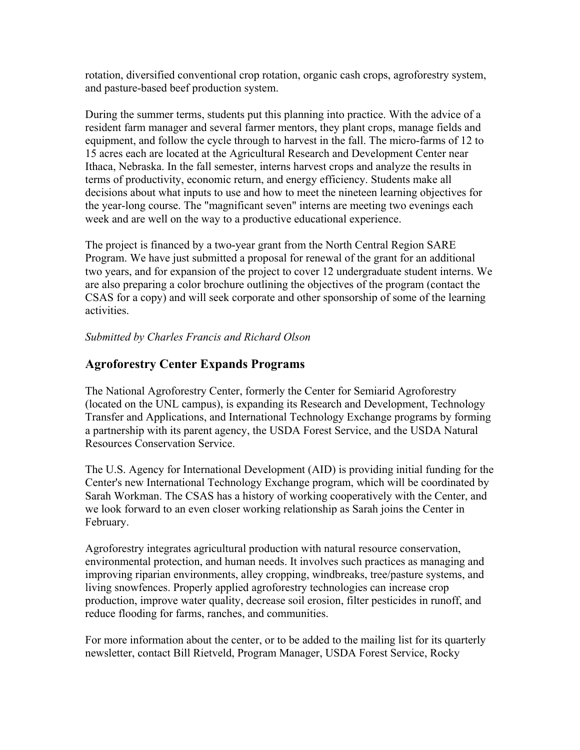rotation, diversified conventional crop rotation, organic cash crops, agroforestry system, and pasture-based beef production system.

During the summer terms, students put this planning into practice. With the advice of a resident farm manager and several farmer mentors, they plant crops, manage fields and equipment, and follow the cycle through to harvest in the fall. The micro-farms of 12 to 15 acres each are located at the Agricultural Research and Development Center near Ithaca, Nebraska. In the fall semester, interns harvest crops and analyze the results in terms of productivity, economic return, and energy efficiency. Students make all decisions about what inputs to use and how to meet the nineteen learning objectives for the year-long course. The "magnificant seven" interns are meeting two evenings each week and are well on the way to a productive educational experience.

The project is financed by a two-year grant from the North Central Region SARE Program. We have just submitted a proposal for renewal of the grant for an additional two years, and for expansion of the project to cover 12 undergraduate student interns. We are also preparing a color brochure outlining the objectives of the program (contact the CSAS for a copy) and will seek corporate and other sponsorship of some of the learning activities.

*Submitted by Charles Francis and Richard Olson*

## Agroforestry Center Expands Programs

The National Agroforestry Center, formerly the Center for Semiarid Agroforestry (located on the UNL campus), is expanding its Research and Development, Technology Transfer and Applications, and International Technology Exchange programs by forming a partnership with its parent agency, the USDA Forest Service, and the USDA Natural Resources Conservation Service.

The U.S. Agency for International Development (AID) is providing initial funding for the Center's new International Technology Exchange program, which will be coordinated by Sarah Workman. The CSAS has a history of working cooperatively with the Center, and we look forward to an even closer working relationship as Sarah joins the Center in February.

Agroforestry integrates agricultural production with natural resource conservation, environmental protection, and human needs. It involves such practices as managing and improving riparian environments, alley cropping, windbreaks, tree/pasture systems, and living snowfences. Properly applied agroforestry technologies can increase crop production, improve water quality, decrease soil erosion, filter pesticides in runoff, and reduce flooding for farms, ranches, and communities.

For more information about the center, or to be added to the mailing list for its quarterly newsletter, contact Bill Rietveld, Program Manager, USDA Forest Service, Rocky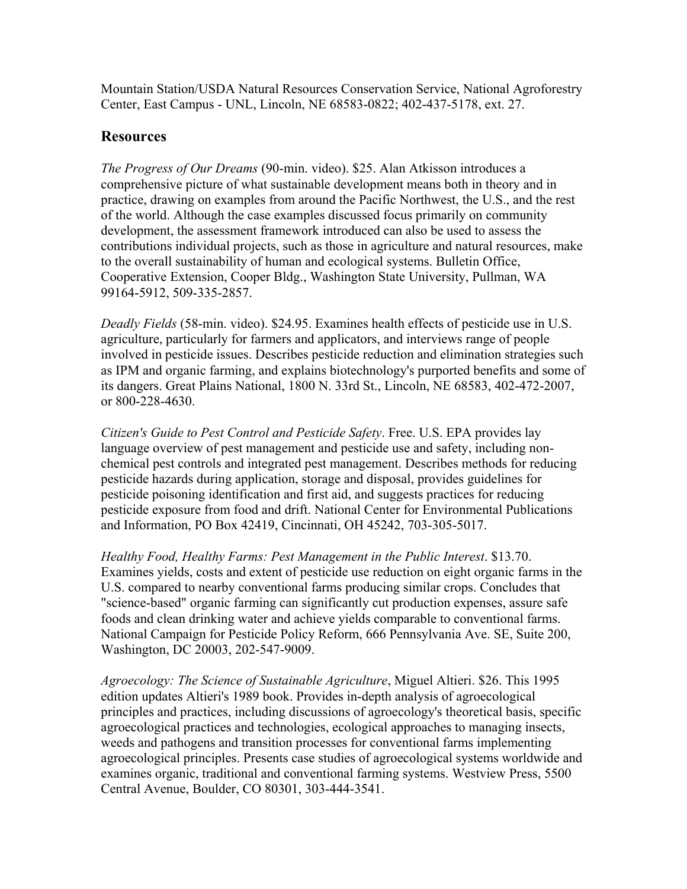Mountain Station/USDA Natural Resources Conservation Service, National Agroforestry Center, East Campus - UNL, Lincoln, NE 68583-0822; 402-437-5178, ext. 27.

## Resources

*The Progress of Our Dreams* (90-min. video). $25. Alan Atkisson introduces a comprehensive picture of what sustainable development means both in theory and in practice, drawing on examples from around the Pacific Northwest, the U.S., and the rest of the world. Although the case examples discussed focus primarily on community development, the assessment framework introduced can also be used to assess the contributions individual projects, such as those in agriculture and natural resources, make to the overall sustainability of human and ecological systems. Bulletin Office, Cooperative Extension, Cooper Bldg., Washington State University, Pullman, WA 99164-5912, 509-335-2857.

*Deadly Fields* (58-min. video). $24.95. Examines health effects of pesticide use in U.S. agriculture, particularly for farmers and applicators, and interviews range of people involved in pesticide issues. Describes pesticide reduction and elimination strategies such as IPM and organic farming, and explains biotechnology's purported benefits and some of its dangers. Great Plains National, 1800 N. 33rd St., Lincoln, NE 68583, 402-472-2007, or 800-228-4630.

*Citizen's Guide to Pest Control and Pesticide Safety*. Free. U.S. EPA provides lay language overview of pest management and pesticide use and safety, including non-chemical pest controls and integrated pest management. Describes methods for reducing pesticide hazards during application, storage and disposal, provides guidelines for pesticide poisoning identification and first aid, and suggests practices for reducing pesticide exposure from food and drift. National Center for Environmental Publications and Information, PO Box 42419, Cincinnati, OH 45242, 703-305-5017.

*Healthy Food, Healthy Farms: Pest Management in the Public Interest*. $13.70. Examines yields, costs and extent of pesticide use reduction on eight organic farms in the U.S. compared to nearby conventional farms producing similar crops. Concludes that "science-based" organic farming can significantly cut production expenses, assure safe foods and clean drinking water and achieve yields comparable to conventional farms. National Campaign for Pesticide Policy Reform, 666 Pennsylvania Ave. SE, Suite 200, Washington, DC 20003, 202-547-9009.

*Agroecology: The Science of Sustainable Agriculture*, Miguel Altieri. $26. This 1995 edition updates Altieri's 1989 book. Provides in-depth analysis of agroecological principles and practices, including discussions of agroecology's theoretical basis, specific agroecological practices and technologies, ecological approaches to managing insects, weeds and pathogens and transition processes for conventional farms implementing agroecological principles. Presents case studies of agroecological systems worldwide and examines organic, traditional and conventional farming systems. Westview Press, 5500 Central Avenue, Boulder, CO 80301, 303-444-3541.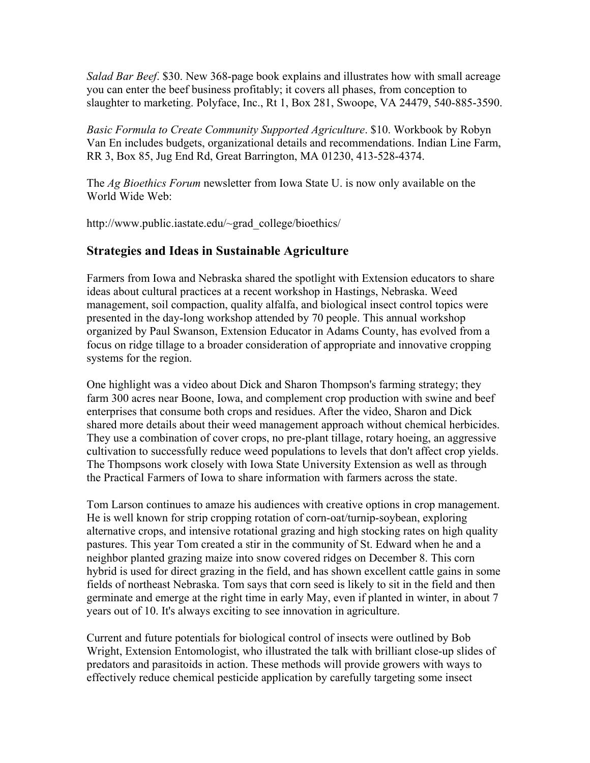*Salad Bar Beef*. $30. New 368-page book explains and illustrates how with small acreage you can enter the beef business profitably; it covers all phases, from conception to slaughter to marketing. Polyface, Inc., Rt 1, Box 281, Swoope, VA 24479, 540-885-3590.

*Basic Formula to Create Community Supported Agriculture*. $10. Workbook by Robyn Van En includes budgets, organizational details and recommendations. Indian Line Farm, RR 3, Box 85, Jug End Rd, Great Barrington, MA 01230, 413-528-4374.

The *Ag Bioethics Forum* newsletter from Iowa State U. is now only available on the World Wide Web:

http://www.public.iastate.edu/~grad_college/bioethics/

## Strategies and Ideas in Sustainable Agriculture

Farmers from Iowa and Nebraska shared the spotlight with Extension educators to share ideas about cultural practices at a recent workshop in Hastings, Nebraska. Weed management, soil compaction, quality alfalfa, and biological insect control topics were presented in the day-long workshop attended by 70 people. This annual workshop organized by Paul Swanson, Extension Educator in Adams County, has evolved from a focus on ridge tillage to a broader consideration of appropriate and innovative cropping systems for the region.

One highlight was a video about Dick and Sharon Thompson's farming strategy; they farm 300 acres near Boone, Iowa, and complement crop production with swine and beef enterprises that consume both crops and residues. After the video, Sharon and Dick shared more details about their weed management approach without chemical herbicides. They use a combination of cover crops, no pre-plant tillage, rotary hoeing, an aggressive cultivation to successfully reduce weed populations to levels that don't affect crop yields. The Thompsons work closely with Iowa State University Extension as well as through the Practical Farmers of Iowa to share information with farmers across the state.

Tom Larson continues to amaze his audiences with creative options in crop management. He is well known for strip cropping rotation of corn-oat/turnip-soybean, exploring alternative crops, and intensive rotational grazing and high stocking rates on high quality pastures. This year Tom created a stir in the community of St. Edward when he and a neighbor planted grazing maize into snow covered ridges on December 8. This corn hybrid is used for direct grazing in the field, and has shown excellent cattle gains in some fields of northeast Nebraska. Tom says that corn seed is likely to sit in the field and then germinate and emerge at the right time in early May, even if planted in winter, in about 7 years out of 10. It's always exciting to see innovation in agriculture.

Current and future potentials for biological control of insects were outlined by Bob Wright, Extension Entomologist, who illustrated the talk with brilliant close-up slides of predators and parasitoids in action. These methods will provide growers with ways to effectively reduce chemical pesticide application by carefully targeting some insect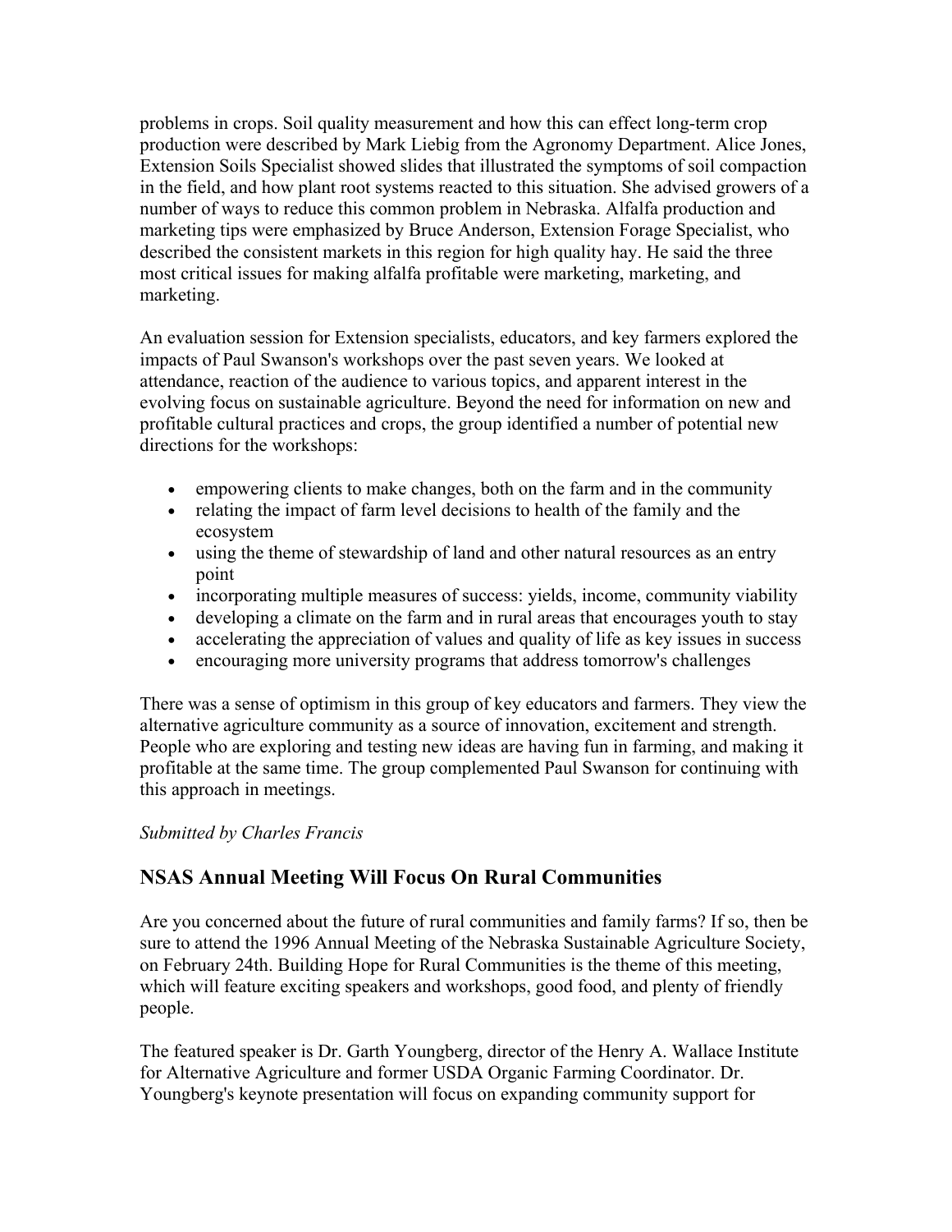problems in crops. Soil quality measurement and how this can effect long-term crop production were described by Mark Liebig from the Agronomy Department. Alice Jones, Extension Soils Specialist showed slides that illustrated the symptoms of soil compaction in the field, and how plant root systems reacted to this situation. She advised growers of a number of ways to reduce this common problem in Nebraska. Alfalfa production and marketing tips were emphasized by Bruce Anderson, Extension Forage Specialist, who described the consistent markets in this region for high quality hay. He said the three most critical issues for making alfalfa profitable were marketing, marketing, and marketing.

An evaluation session for Extension specialists, educators, and key farmers explored the impacts of Paul Swanson's workshops over the past seven years. We looked at attendance, reaction of the audience to various topics, and apparent interest in the evolving focus on sustainable agriculture. Beyond the need for information on new and profitable cultural practices and crops, the group identified a number of potential new directions for the workshops:

- empowering clients to make changes, both on the farm and in the community
- relating the impact of farm level decisions to health of the family and the ecosystem
- using the theme of stewardship of land and other natural resources as an entry point
- incorporating multiple measures of success: yields, income, community viability
- developing a climate on the farm and in rural areas that encourages youth to stay
- accelerating the appreciation of values and quality of life as key issues in success
- encouraging more university programs that address tomorrow's challenges

There was a sense of optimism in this group of key educators and farmers. They view the alternative agriculture community as a source of innovation, excitement and strength. People who are exploring and testing new ideas are having fun in farming, and making it profitable at the same time. The group complemented Paul Swanson for continuing with this approach in meetings.

*Submitted by Charles Francis*

## NSAS Annual Meeting Will Focus On Rural Communities

Are you concerned about the future of rural communities and family farms? If so, then be sure to attend the 1996 Annual Meeting of the Nebraska Sustainable Agriculture Society, on February 24th. Building Hope for Rural Communities is the theme of this meeting, which will feature exciting speakers and workshops, good food, and plenty of friendly people.

The featured speaker is Dr. Garth Youngberg, director of the Henry A. Wallace Institute for Alternative Agriculture and former USDA Organic Farming Coordinator. Dr. Youngberg's keynote presentation will focus on expanding community support for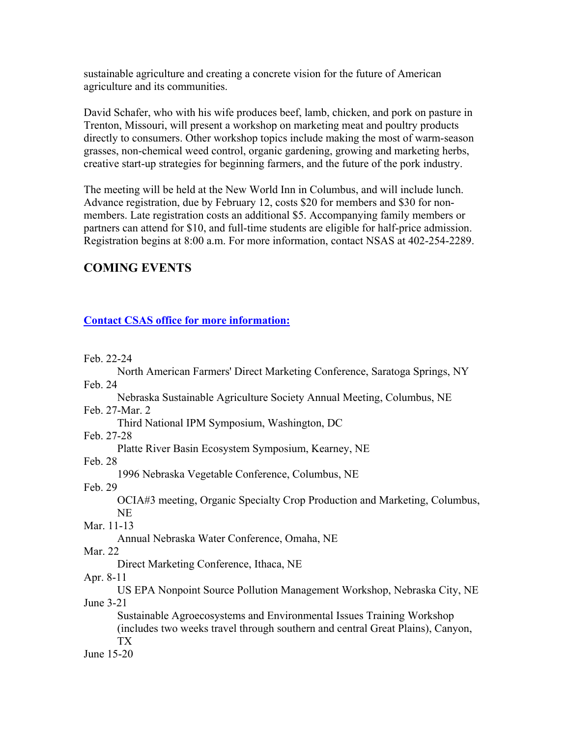sustainable agriculture and creating a concrete vision for the future of American agriculture and its communities.

David Schafer, who with his wife produces beef, lamb, chicken, and pork on pasture in Trenton, Missouri, will present a workshop on marketing meat and poultry products directly to consumers. Other workshop topics include making the most of warm-season grasses, non-chemical weed control, organic gardening, growing and marketing herbs, creative start-up strategies for beginning farmers, and the future of the pork industry.

The meeting will be held at the New World Inn in Columbus, and will include lunch. Advance registration, due by February 12, costs $20 for members and $30 for non-members. Late registration costs an additional $5. Accompanying family members or partners can attend for $10, and full-time students are eligible for half-price admission. Registration begins at 8:00 a.m. For more information, contact NSAS at 402-254-2289.

## COMING EVENTS

**Contact CSAS office for more information:**

Feb. 22-24
: North American Farmers' Direct Marketing Conference, Saratoga Springs, NY

Feb. 24
: Nebraska Sustainable Agriculture Society Annual Meeting, Columbus, NE

Feb. 27-Mar. 2
: Third National IPM Symposium, Washington, DC

Feb. 27-28
: Platte River Basin Ecosystem Symposium, Kearney, NE

Feb. 28
: 1996 Nebraska Vegetable Conference, Columbus, NE

Feb. 29
: OCIA#3 meeting, Organic Specialty Crop Production and Marketing, Columbus, NE

Mar. 11-13
: Annual Nebraska Water Conference, Omaha, NE

Mar. 22
: Direct Marketing Conference, Ithaca, NE

Apr. 8-11
: US EPA Nonpoint Source Pollution Management Workshop, Nebraska City, NE

June 3-21
: Sustainable Agroecosystems and Environmental Issues Training Workshop (includes two weeks travel through southern and central Great Plains), Canyon, TX

June 15-20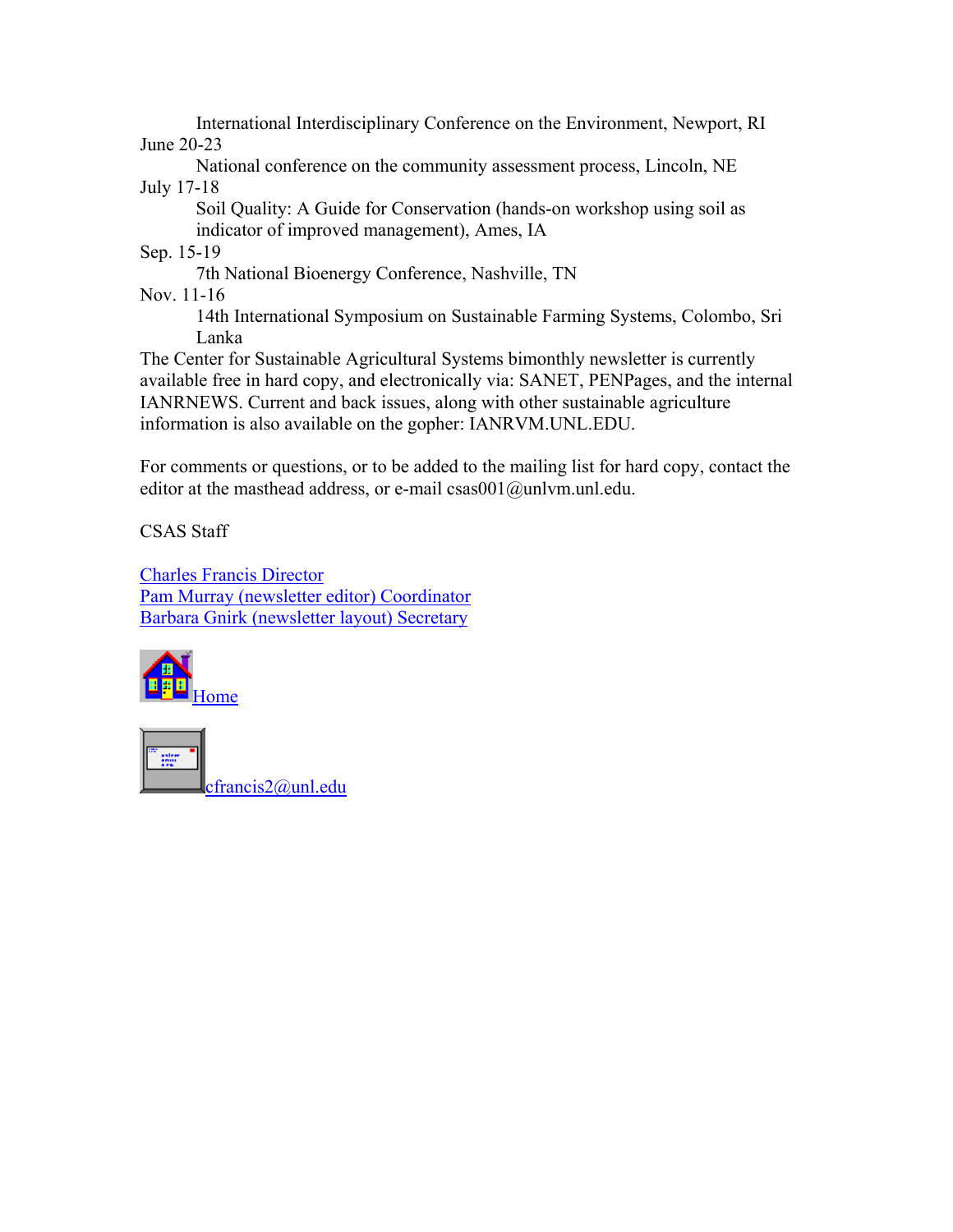International Interdisciplinary Conference on the Environment, Newport, RI

June 20-23
: National conference on the community assessment process, Lincoln, NE

July 17-18
: Soil Quality: A Guide for Conservation (hands-on workshop using soil as indicator of improved management), Ames, IA

Sep. 15-19
: 7th National Bioenergy Conference, Nashville, TN

Nov. 11-16
: 14th International Symposium on Sustainable Farming Systems, Colombo, Sri Lanka

The Center for Sustainable Agricultural Systems bimonthly newsletter is currently available free in hard copy, and electronically via: SANET, PENPages, and the internal IANRNEWS. Current and back issues, along with other sustainable agriculture information is also available on the gopher: IANRVM.UNL.EDU.

For comments or questions, or to be added to the mailing list for hard copy, contact the editor at the masthead address, or e-mail csas001@unlvm.unl.edu.

CSAS Staff

Charles Francis Director
Pam Murray (newsletter editor) Coordinator
Barbara Gnirk (newsletter layout) Secretary

Home

cfrancis2@unl.edu